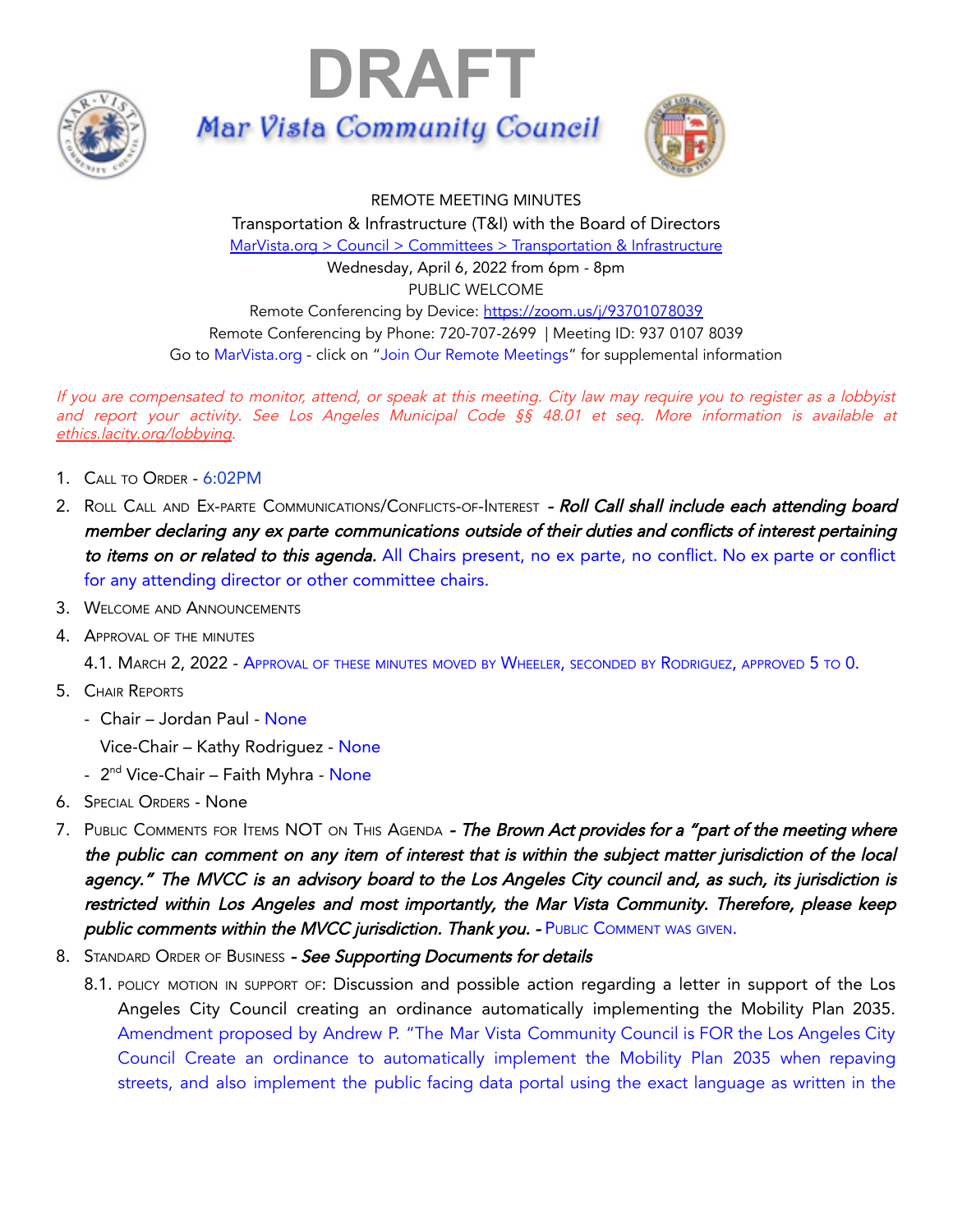# DRAFT

## Mar Vista Community Council

REMOTE MEETING MINUTES

Transportation & Infrastructure (T&I) with the Board of Directors

MarVista.org > Council > Committees > Transportation & Infrastructure

Wednesday, April 6, 2022 from 6pm - 8pm

PUBLIC WELCOME

Remote Conferencing by Device: https://zoom.us/j/93701078039

Remote Conferencing by Phone: 720-707-2699 | Meeting ID: 937 0107 8039

Go to MarVista.org - click on "Join Our Remote Meetings" for supplemental information

*If you are compensated to monitor, attend, or speak at this meeting. City law may require you to register as a lobbyist and report your activity. See Los Angeles Municipal Code §§ 48.01 et seq. More information is available at ethics.lacity.org/lobbying.*

1. Call to Order - 6:02PM
2. Roll Call and Ex-parte Communications/Conflicts-of-Interest - ***Roll Call shall include each attending board member declaring any ex parte communications outside of their duties and conflicts of interest pertaining to items on or related to this agenda.*** All Chairs present, no ex parte, no conflict. No ex parte or conflict for any attending director or other committee chairs.
3. Welcome and Announcements
4. Approval of the minutes
   - 4.1. March 2, 2022 - Approval of these minutes moved by Wheeler, seconded by Rodriguez, approved 5 to 0.
5. Chair Reports
   - Chair – Jordan Paul - None
   - Vice-Chair – Kathy Rodriguez - None
   - 2nd Vice-Chair – Faith Myhra - None
6. Special Orders - None
7. Public Comments for Items NOT on This Agenda - ***The Brown Act provides for a "part of the meeting where the public can comment on any item of interest that is within the subject matter jurisdiction of the local agency." The MVCC is an advisory board to the Los Angeles City council and, as such, its jurisdiction is restricted within Los Angeles and most importantly, the Mar Vista Community. Therefore, please keep public comments within the MVCC jurisdiction. Thank you.*** - Public Comment was given.
8. Standard Order of Business - ***See Supporting Documents for details***
   - 8.1. policy motion in support of: Discussion and possible action regarding a letter in support of the Los Angeles City Council creating an ordinance automatically implementing the Mobility Plan 2035. Amendment proposed by Andrew P. "The Mar Vista Community Council is FOR the Los Angeles City Council Create an ordinance to automatically implement the Mobility Plan 2035 when repaving streets, and also implement the public facing data portal using the exact language as written in the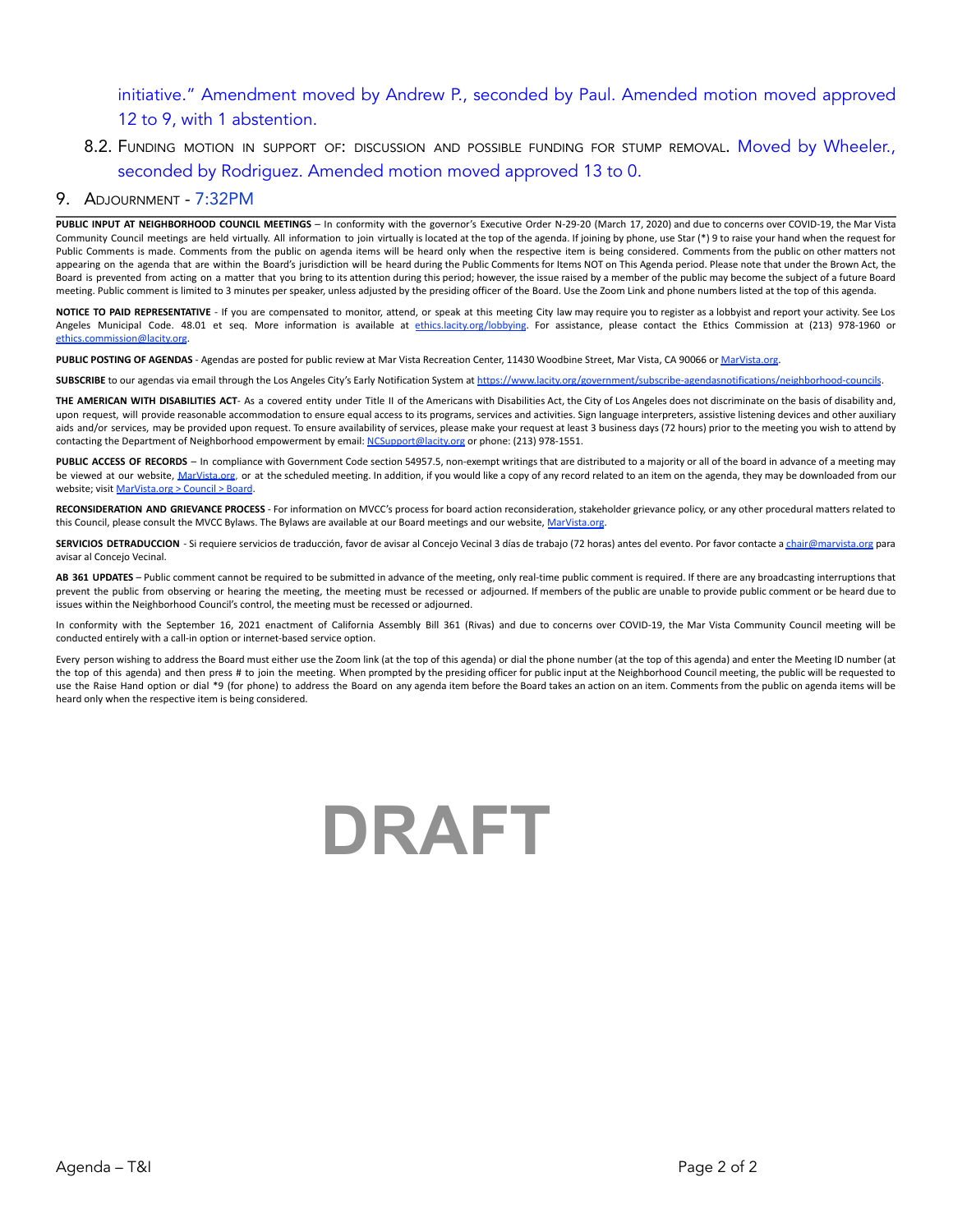initiative." Amendment moved by Andrew P., seconded by Paul. Amended motion moved approved 12 to 9, with 1 abstention.

8.2. FUNDING MOTION IN SUPPORT OF: DISCUSSION AND POSSIBLE FUNDING FOR STUMP REMOVAL. Moved by Wheeler., seconded by Rodriguez. Amended motion moved approved 13 to 0.

## 9. ADJOURNMENT - 7:32PM

**PUBLIC INPUT AT NEIGHBORHOOD COUNCIL MEETINGS** – In conformity with the governor's Executive Order N-29-20 (March 17, 2020) and due to concerns over COVID-19, the Mar Vista Community Council meetings are held virtually. All information to join virtually is located at the top of the agenda. If joining by phone, use Star (*) 9 to raise your hand when the request for Public Comments is made. Comments from the public on agenda items will be heard only when the respective item is being considered. Comments from the public on other matters not appearing on the agenda that are within the Board's jurisdiction will be heard during the Public Comments for Items NOT on This Agenda period. Please note that under the Brown Act, the Board is prevented from acting on a matter that you bring to its attention during this period; however, the issue raised by a member of the public may become the subject of a future Board meeting. Public comment is limited to 3 minutes per speaker, unless adjusted by the presiding officer of the Board. Use the Zoom Link and phone numbers listed at the top of this agenda.

**NOTICE TO PAID REPRESENTATIVE** - If you are compensated to monitor, attend, or speak at this meeting City law may require you to register as a lobbyist and report your activity. See Los Angeles Municipal Code. 48.01 et seq. More information is available at ethics.lacity.org/lobbying. For assistance, please contact the Ethics Commission at (213) 978-1960 or ethics.commission@lacity.org.

**PUBLIC POSTING OF AGENDAS** - Agendas are posted for public review at Mar Vista Recreation Center, 11430 Woodbine Street, Mar Vista, CA 90066 or MarVista.org.

**SUBSCRIBE** to our agendas via email through the Los Angeles City's Early Notification System at https://www.lacity.org/government/subscribe-agendasnotifications/neighborhood-councils.

**THE AMERICAN WITH DISABILITIES ACT**- As a covered entity under Title II of the Americans with Disabilities Act, the City of Los Angeles does not discriminate on the basis of disability and, upon request, will provide reasonable accommodation to ensure equal access to its programs, services and activities. Sign language interpreters, assistive listening devices and other auxiliary aids and/or services, may be provided upon request. To ensure availability of services, please make your request at least 3 business days (72 hours) prior to the meeting you wish to attend by contacting the Department of Neighborhood empowerment by email: NCSupport@lacity.org or phone: (213) 978-1551.

**PUBLIC ACCESS OF RECORDS** – In compliance with Government Code section 54957.5, non-exempt writings that are distributed to a majority or all of the board in advance of a meeting may be viewed at our website, MarVista.org, or at the scheduled meeting. In addition, if you would like a copy of any record related to an item on the agenda, they may be downloaded from our website; visit MarVista.org > Council > Board.

**RECONSIDERATION AND GRIEVANCE PROCESS** - For information on MVCC's process for board action reconsideration, stakeholder grievance policy, or any other procedural matters related to this Council, please consult the MVCC Bylaws. The Bylaws are available at our Board meetings and our website, MarVista.org.

**SERVICIOS DETRADUCCION** - Si requiere servicios de traducción, favor de avisar al Concejo Vecinal 3 días de trabajo (72 horas) antes del evento. Por favor contacte a chair@marvista.org para avisar al Concejo Vecinal.

**AB 361 UPDATES** – Public comment cannot be required to be submitted in advance of the meeting, only real-time public comment is required. If there are any broadcasting interruptions that prevent the public from observing or hearing the meeting, the meeting must be recessed or adjourned. If members of the public are unable to provide public comment or be heard due to issues within the Neighborhood Council's control, the meeting must be recessed or adjourned.

In conformity with the September 16, 2021 enactment of California Assembly Bill 361 (Rivas) and due to concerns over COVID-19, the Mar Vista Community Council meeting will be conducted entirely with a call-in option or internet-based service option.

Every person wishing to address the Board must either use the Zoom link (at the top of this agenda) or dial the phone number (at the top of this agenda) and enter the Meeting ID number (at the top of this agenda) and then press # to join the meeting. When prompted by the presiding officer for public input at the Neighborhood Council meeting, the public will be requested to use the Raise Hand option or dial *9 (for phone) to address the Board on any agenda item before the Board takes an action on an item. Comments from the public on agenda items will be heard only when the respective item is being considered.

DRAFT